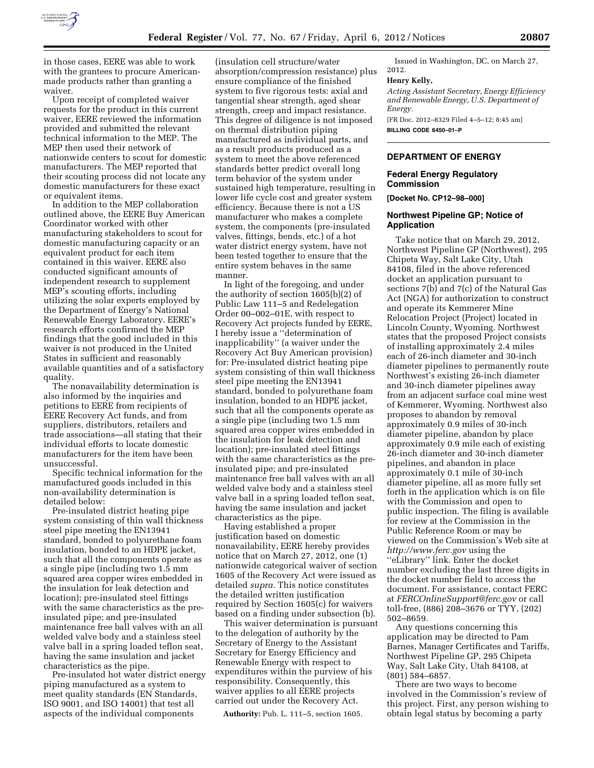in those cases, EERE was able to work with the grantees to procure American-made products rather than granting a waiver.

Upon receipt of completed waiver requests for the product in this current waiver, EERE reviewed the information provided and submitted the relevant technical information to the MEP. The MEP then used their network of nationwide centers to scout for domestic manufacturers. The MEP reported that their scouting process did not locate any domestic manufacturers for these exact or equivalent items.

In addition to the MEP collaboration outlined above, the EERE Buy American Coordinator worked with other manufacturing stakeholders to scout for domestic manufacturing capacity or an equivalent product for each item contained in this waiver. EERE also conducted significant amounts of independent research to supplement MEP's scouting efforts, including utilizing the solar experts employed by the Department of Energy's National Renewable Energy Laboratory. EERE's research efforts confirmed the MEP findings that the good included in this waiver is not produced in the United States in sufficient and reasonably available quantities and of a satisfactory quality.

The nonavailability determination is also informed by the inquiries and petitions to EERE from recipients of EERE Recovery Act funds, and from suppliers, distributors, retailers and trade associations—all stating that their individual efforts to locate domestic manufacturers for the item have been unsuccessful.

Specific technical information for the manufactured goods included in this non-availability determination is detailed below:

Pre-insulated district heating pipe system consisting of thin wall thickness steel pipe meeting the EN13941 standard, bonded to polyurethane foam insulation, bonded to an HDPE jacket, such that all the components operate as a single pipe (including two 1.5 mm squared area copper wires embedded in the insulation for leak detection and location); pre-insulated steel fittings with the same characteristics as the pre-insulated pipe; and pre-insulated maintenance free ball valves with an all welded valve body and a stainless steel valve ball in a spring loaded teflon seat, having the same insulation and jacket characteristics as the pipe.

Pre-insulated hot water district energy piping manufactured as a system to meet quality standards (EN Standards, ISO 9001, and ISO 14001) that test all aspects of the individual components (insulation cell structure/water absorption/compression resistance) plus ensure compliance of the finished system to five rigorous tests: axial and tangential shear strength, aged shear strength, creep and impact resistance. This degree of diligence is not imposed on thermal distribution piping manufactured as individual parts, and as a result products produced as a system to meet the above referenced standards better predict overall long term behavior of the system under sustained high temperature, resulting in lower life cycle cost and greater system efficiency. Because there is not a US manufacturer who makes a complete system, the components (pre-insulated valves, fittings, bends, etc.) of a hot water district energy system, have not been tested together to ensure that the entire system behaves in the same manner.

In light of the foregoing, and under the authority of section 1605(b)(2) of Public Law 111–5 and Redelegation Order 00–002–01E, with respect to Recovery Act projects funded by EERE, I hereby issue a "determination of inapplicability" (a waiver under the Recovery Act Buy American provision) for: Pre-insulated district heating pipe system consisting of thin wall thickness steel pipe meeting the EN13941 standard, bonded to polyurethane foam insulation, bonded to an HDPE jacket, such that all the components operate as a single pipe (including two 1.5 mm squared area copper wires embedded in the insulation for leak detection and location); pre-insulated steel fittings with the same characteristics as the pre-insulated pipe; and pre-insulated maintenance free ball valves with an all welded valve body and a stainless steel valve ball in a spring loaded teflon seat, having the same insulation and jacket characteristics as the pipe.

Having established a proper justification based on domestic nonavailability, EERE hereby provides notice that on March 27, 2012, one (1) nationwide categorical waiver of section 1605 of the Recovery Act were issued as detailed *supra.* This notice constitutes the detailed written justification required by Section 1605(c) for waivers based on a finding under subsection (b).

This waiver determination is pursuant to the delegation of authority by the Secretary of Energy to the Assistant Secretary for Energy Efficiency and Renewable Energy with respect to expenditures within the purview of his responsibility. Consequently, this waiver applies to all EERE projects carried out under the Recovery Act.

**Authority:** Pub. L. 111–5, section 1605.

Issued in Washington, DC, on March 27, 2012.

**Henry Kelly,**

*Acting Assistant Secretary, Energy Efficiency and Renewable Energy, U.S. Department of Energy.*

[FR Doc. 2012–8329 Filed 4–5–12; 8:45 am]

**BILLING CODE 6450–01–P**

---

## DEPARTMENT OF ENERGY

### Federal Energy Regulatory Commission

**[Docket No. CP12–98–000]**

### Northwest Pipeline GP; Notice of Application

Take notice that on March 29, 2012, Northwest Pipeline GP (Northwest), 295 Chipeta Way, Salt Lake City, Utah 84108, filed in the above referenced docket an application pursuant to sections 7(b) and 7(c) of the Natural Gas Act (NGA) for authorization to construct and operate its Kemmerer Mine Relocation Project (Project) located in Lincoln County, Wyoming. Northwest states that the proposed Project consists of installing approximately 2.4 miles each of 26-inch diameter and 30-inch diameter pipelines to permanently route Northwest's existing 26-inch diameter and 30-inch diameter pipelines away from an adjacent surface coal mine west of Kemmerer, Wyoming. Northwest also proposes to abandon by removal approximately 0.9 miles of 30-inch diameter pipeline, abandon by place approximately 0.9 mile each of existing 26-inch diameter and 30-inch diameter pipelines, and abandon in place approximately 0.1 mile of 30-inch diameter pipeline, all as more fully set forth in the application which is on file with the Commission and open to public inspection. The filing is available for review at the Commission in the Public Reference Room or may be viewed on the Commission's Web site at *http://www.ferc.gov* using the "eLibrary" link. Enter the docket number excluding the last three digits in the docket number field to access the document. For assistance, contact FERC at *FERCOnlineSupport@ferc.gov* or call toll-free, (886) 208–3676 or TYY, (202) 502–8659.

Any questions concerning this application may be directed to Pam Barnes, Manager Certificates and Tariffs, Northwest Pipeline GP, 295 Chipeta Way, Salt Lake City, Utah 84108, at (801) 584–6857.

There are two ways to become involved in the Commission's review of this project. First, any person wishing to obtain legal status by becoming a party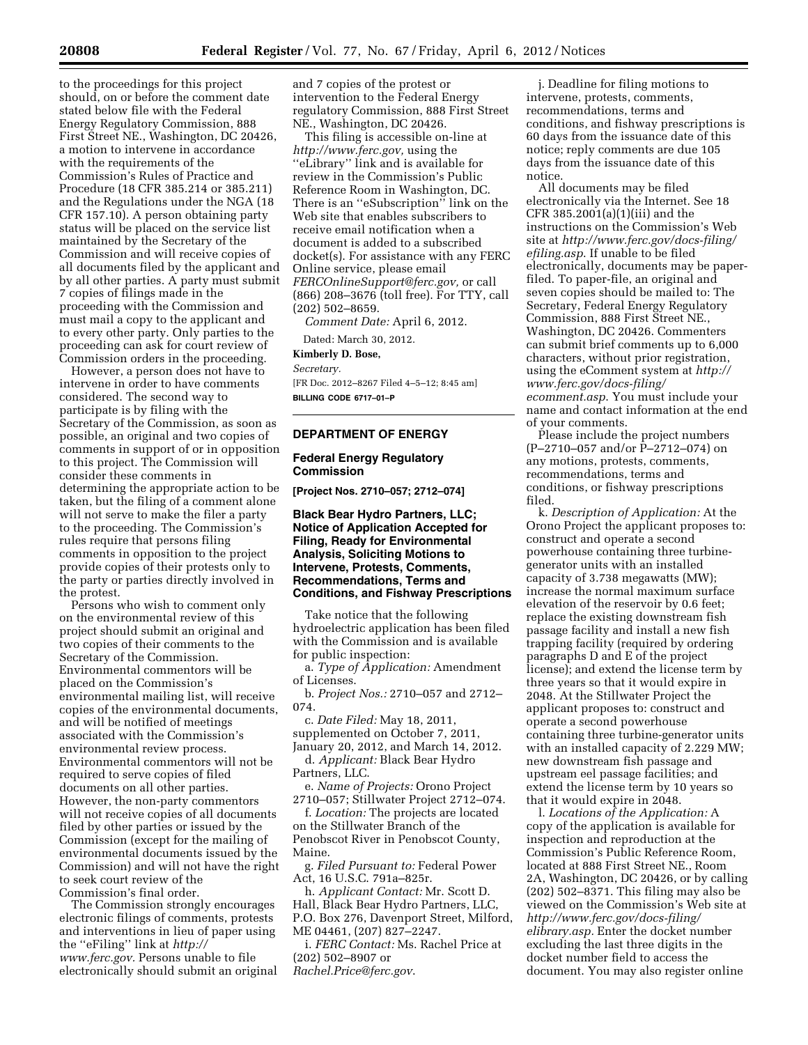to the proceedings for this project should, on or before the comment date stated below file with the Federal Energy Regulatory Commission, 888 First Street NE., Washington, DC 20426, a motion to intervene in accordance with the requirements of the Commission's Rules of Practice and Procedure (18 CFR 385.214 or 385.211) and the Regulations under the NGA (18 CFR 157.10). A person obtaining party status will be placed on the service list maintained by the Secretary of the Commission and will receive copies of all documents filed by the applicant and by all other parties. A party must submit 7 copies of filings made in the proceeding with the Commission and must mail a copy to the applicant and to every other party. Only parties to the proceeding can ask for court review of Commission orders in the proceeding.

However, a person does not have to intervene in order to have comments considered. The second way to participate is by filing with the Secretary of the Commission, as soon as possible, an original and two copies of comments in support of or in opposition to this project. The Commission will consider these comments in determining the appropriate action to be taken, but the filing of a comment alone will not serve to make the filer a party to the proceeding. The Commission's rules require that persons filing comments in opposition to the project provide copies of their protests only to the party or parties directly involved in the protest.

Persons who wish to comment only on the environmental review of this project should submit an original and two copies of their comments to the Secretary of the Commission. Environmental commentors will be placed on the Commission's environmental mailing list, will receive copies of the environmental documents, and will be notified of meetings associated with the Commission's environmental review process. Environmental commentors will not be required to serve copies of filed documents on all other parties. However, the non-party commentors will not receive copies of all documents filed by other parties or issued by the Commission (except for the mailing of environmental documents issued by the Commission) and will not have the right to seek court review of the Commission's final order.

The Commission strongly encourages electronic filings of comments, protests and interventions in lieu of paper using the "eFiling" link at *http://www.ferc.gov.* Persons unable to file electronically should submit an original and 7 copies of the protest or intervention to the Federal Energy regulatory Commission, 888 First Street NE., Washington, DC 20426.

This filing is accessible on-line at *http://www.ferc.gov,* using the "eLibrary" link and is available for review in the Commission's Public Reference Room in Washington, DC. There is an "eSubscription" link on the Web site that enables subscribers to receive email notification when a document is added to a subscribed docket(s). For assistance with any FERC Online service, please email *FERCOnlineSupport@ferc.gov,* or call (866) 208–3676 (toll free). For TTY, call (202) 502–8659.

*Comment Date:* April 6, 2012.

Dated: March 30, 2012.

**Kimberly D. Bose,**

*Secretary.*

[FR Doc. 2012–8267 Filed 4–5–12; 8:45 am]

**BILLING CODE 6717–01–P**

## DEPARTMENT OF ENERGY

### Federal Energy Regulatory Commission

**[Project Nos. 2710–057; 2712–074]**

### Black Bear Hydro Partners, LLC; Notice of Application Accepted for Filing, Ready for Environmental Analysis, Soliciting Motions to Intervene, Protests, Comments, Recommendations, Terms and Conditions, and Fishway Prescriptions

Take notice that the following hydroelectric application has been filed with the Commission and is available for public inspection:

a. *Type of Application:* Amendment of Licenses.

b. *Project Nos.:* 2710–057 and 2712–074.

c. *Date Filed:* May 18, 2011, supplemented on October 7, 2011, January 20, 2012, and March 14, 2012.

d. *Applicant:* Black Bear Hydro Partners, LLC.

e. *Name of Projects:* Orono Project 2710–057; Stillwater Project 2712–074.

f. *Location:* The projects are located on the Stillwater Branch of the Penobscot River in Penobscot County, Maine.

g. *Filed Pursuant to:* Federal Power Act, 16 U.S.C. 791a–825r.

h. *Applicant Contact:* Mr. Scott D. Hall, Black Bear Hydro Partners, LLC, P.O. Box 276, Davenport Street, Milford, ME 04461, (207) 827–2247.

i. *FERC Contact:* Ms. Rachel Price at (202) 502–8907 or *Rachel.Price@ferc.gov*.

j. Deadline for filing motions to intervene, protests, comments, recommendations, terms and conditions, and fishway prescriptions is 60 days from the issuance date of this notice; reply comments are due 105 days from the issuance date of this notice.

All documents may be filed electronically via the Internet. See 18 CFR 385.2001(a)(1)(iii) and the instructions on the Commission's Web site at *http://www.ferc.gov/docs-filing/efiling.asp*. If unable to be filed electronically, documents may be paper-filed. To paper-file, an original and seven copies should be mailed to: The Secretary, Federal Energy Regulatory Commission, 888 First Street NE., Washington, DC 20426. Commenters can submit brief comments up to 6,000 characters, without prior registration, using the eComment system at *http://www.ferc.gov/docs-filing/ecomment.asp*. You must include your name and contact information at the end of your comments.

Please include the project numbers (P–2710–057 and/or P–2712–074) on any motions, protests, comments, recommendations, terms and conditions, or fishway prescriptions filed.

k. *Description of Application:* At the Orono Project the applicant proposes to: construct and operate a second powerhouse containing three turbine-generator units with an installed capacity of 3.738 megawatts (MW); increase the normal maximum surface elevation of the reservoir by 0.6 feet; replace the existing downstream fish passage facility and install a new fish trapping facility (required by ordering paragraphs D and E of the project license); and extend the license term by three years so that it would expire in 2048. At the Stillwater Project the applicant proposes to: construct and operate a second powerhouse containing three turbine-generator units with an installed capacity of 2.229 MW; new downstream fish passage and upstream eel passage facilities; and extend the license term by 10 years so that it would expire in 2048.

l. *Locations of the Application:* A copy of the application is available for inspection and reproduction at the Commission's Public Reference Room, located at 888 First Street NE., Room 2A, Washington, DC 20426, or by calling (202) 502–8371. This filing may also be viewed on the Commission's Web site at *http://www.ferc.gov/docs-filing/elibrary.asp*. Enter the docket number excluding the last three digits in the docket number field to access the document. You may also register online